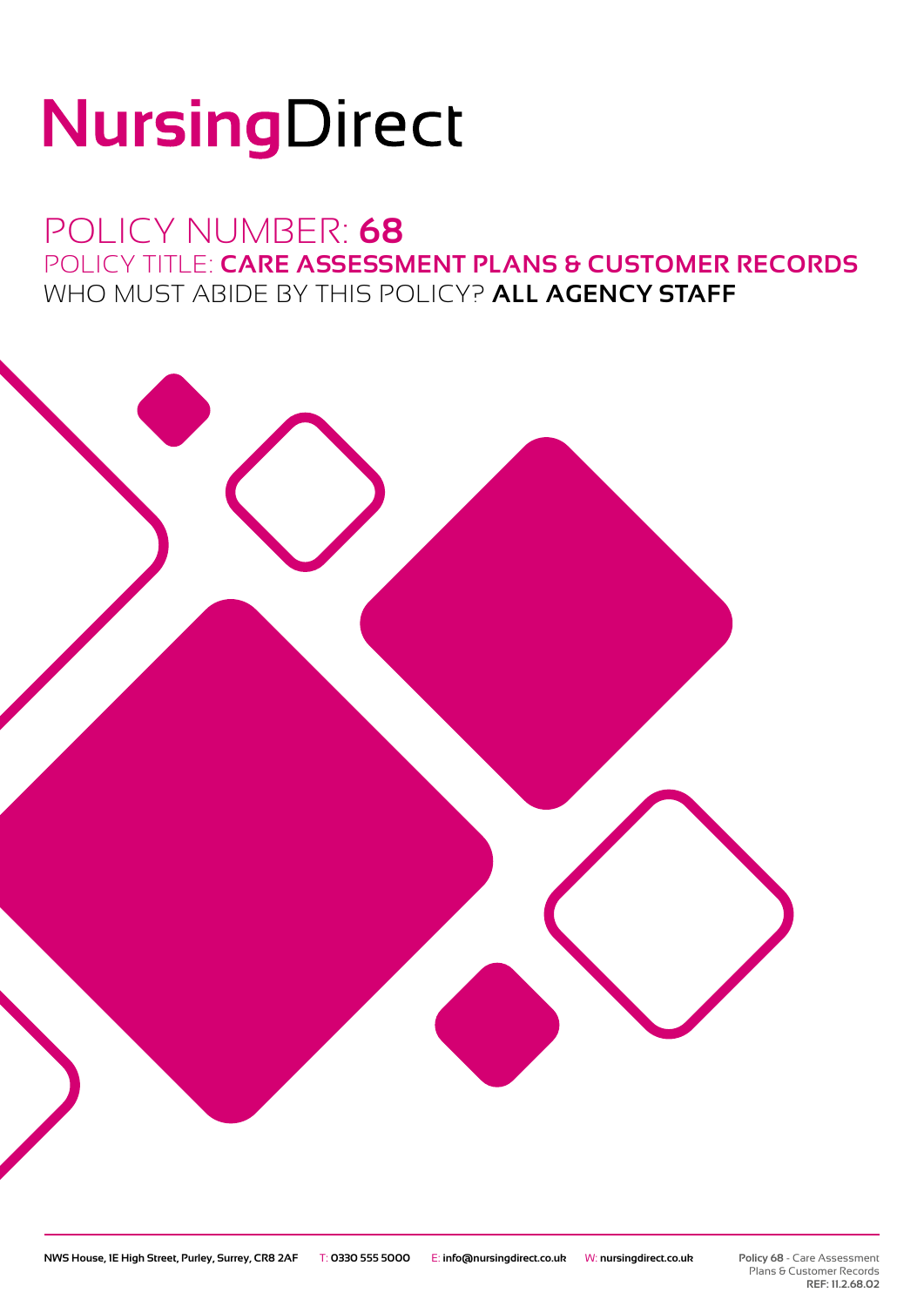# NursingDirect

## POLICY NUMBER: **68**

## POLICY TITLE: **CARE ASSESSMENT PLANS & CUSTOMER RECORDS**

## WHO MUST ABIDE BY THIS POLICY? **ALL AGENCY STAFF**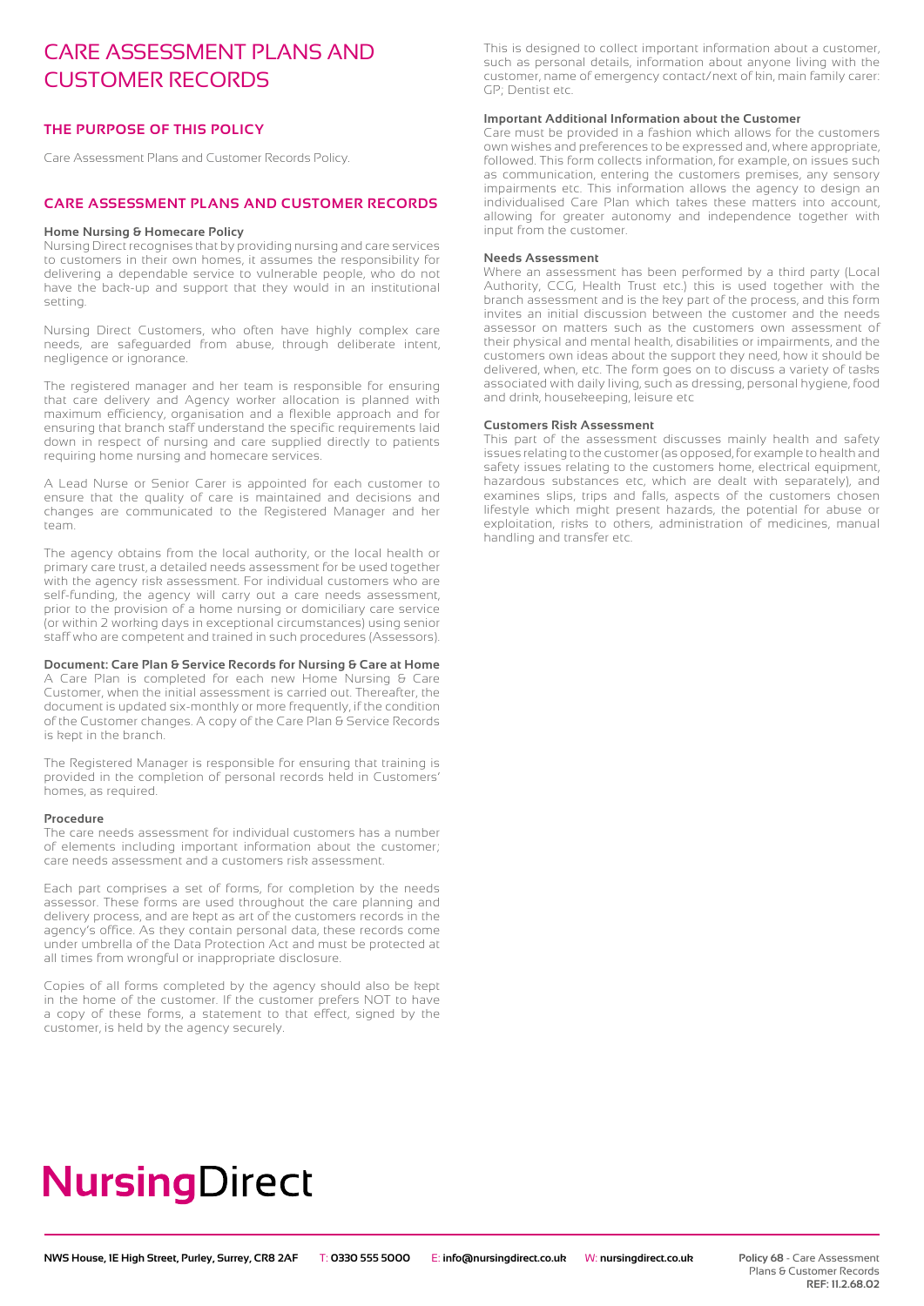# CARE ASSESSMENT PLANS AND CUSTOMER RECORDS

## THE PURPOSE OF THIS POLICY

Care Assessment Plans and Customer Records Policy.

## CARE ASSESSMENT PLANS AND CUSTOMER RECORDS

**Home Nursing & Homecare Policy**

Nursing Direct recognises that by providing nursing and care services to customers in their own homes, it assumes the responsibility for delivering a dependable service to vulnerable people, who do not have the back-up and support that they would in an institutional setting.

Nursing Direct Customers, who often have highly complex care needs, are safeguarded from abuse, through deliberate intent, negligence or ignorance.

The registered manager and her team is responsible for ensuring that care delivery and Agency worker allocation is planned with maximum efficiency, organisation and a flexible approach and for ensuring that branch staff understand the specific requirements laid down in respect of nursing and care supplied directly to patients requiring home nursing and homecare services.

A Lead Nurse or Senior Carer is appointed for each customer to ensure that the quality of care is maintained and decisions and changes are communicated to the Registered Manager and her team.

The agency obtains from the local authority, or the local health or primary care trust, a detailed needs assessment for be used together with the agency risk assessment. For individual customers who are self-funding, the agency will carry out a care needs assessment, prior to the provision of a home nursing or domiciliary care service (or within 2 working days in exceptional circumstances) using senior staff who are competent and trained in such procedures (Assessors).

**Document: Care Plan & Service Records for Nursing & Care at Home**

A Care Plan is completed for each new Home Nursing & Care Customer, when the initial assessment is carried out. Thereafter, the document is updated six-monthly or more frequently, if the condition of the Customer changes. A copy of the Care Plan & Service Records is kept in the branch.

The Registered Manager is responsible for ensuring that training is provided in the completion of personal records held in Customers' homes, as required.

**Procedure**

The care needs assessment for individual customers has a number of elements including important information about the customer; care needs assessment and a customers risk assessment.

Each part comprises a set of forms, for completion by the needs assessor. These forms are used throughout the care planning and delivery process, and are kept as art of the customers records in the agency's office. As they contain personal data, these records come under umbrella of the Data Protection Act and must be protected at all times from wrongful or inappropriate disclosure.

Copies of all forms completed by the agency should also be kept in the home of the customer. If the customer prefers NOT to have a copy of these forms, a statement to that effect, signed by the customer, is held by the agency securely.

This is designed to collect important information about a customer, such as personal details, information about anyone living with the customer, name of emergency contact/next of kin, main family carer: GP; Dentist etc.

**Important Additional Information about the Customer**

Care must be provided in a fashion which allows for the customers own wishes and preferences to be expressed and, where appropriate, followed. This form collects information, for example, on issues such as communication, entering the customers premises, any sensory impairments etc. This information allows the agency to design an individualised Care Plan which takes these matters into account, allowing for greater autonomy and independence together with input from the customer.

**Needs Assessment**

Where an assessment has been performed by a third party (Local Authority, CCG, Health Trust etc.) this is used together with the branch assessment and is the key part of the process, and this form invites an initial discussion between the customer and the needs assessor on matters such as the customers own assessment of their physical and mental health, disabilities or impairments, and the customers own ideas about the support they need, how it should be delivered, when, etc. The form goes on to discuss a variety of tasks associated with daily living, such as dressing, personal hygiene, food and drink, housekeeping, leisure etc

**Customers Risk Assessment**

This part of the assessment discusses mainly health and safety issues relating to the customer (as opposed, for example to health and safety issues relating to the customers home, electrical equipment, hazardous substances etc, which are dealt with separately), and examines slips, trips and falls, aspects of the customers chosen lifestyle which might present hazards, the potential for abuse or exploitation, risks to others, administration of medicines, manual handling and transfer etc.

**Nursing**Direct

NWS House, 1E High Street, Purley, Surrey, CR8 2AF T: 0330 555 5000 E: info@nursingdirect.co.uk W: nursingdirect.co.uk

Policy 68 - Care Assessment Plans & Customer Records
REF: 11.2.68.02